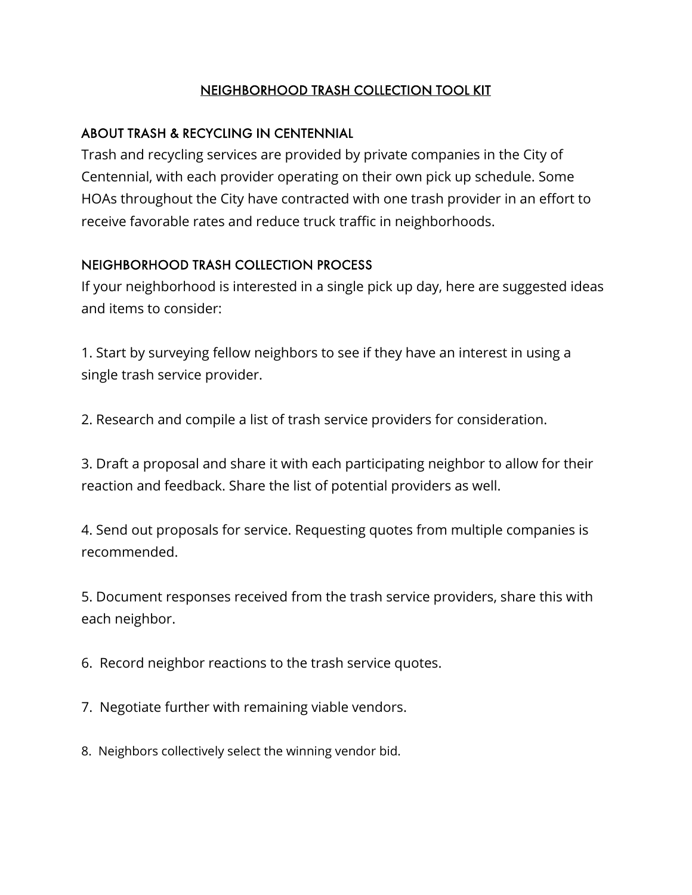# NEIGHBORHOOD TRASH COLLECTION TOOL KIT

## ABOUT TRASH & RECYCLING IN CENTENNIAL

Trash and recycling services are provided by private companies in the City of Centennial, with each provider operating on their own pick up schedule. Some HOAs throughout the City have contracted with one trash provider in an effort to receive favorable rates and reduce truck traffic in neighborhoods.

## NEIGHBORHOOD TRASH COLLECTION PROCESS

If your neighborhood is interested in a single pick up day, here are suggested ideas and items to consider:

1. Start by surveying fellow neighbors to see if they have an interest in using a single trash service provider.

2. Research and compile a list of trash service providers for consideration.

3. Draft a proposal and share it with each participating neighbor to allow for their reaction and feedback. Share the list of potential providers as well.

4. Send out proposals for service. Requesting quotes from multiple companies is recommended.

5. Document responses received from the trash service providers, share this with each neighbor.

6. Record neighbor reactions to the trash service quotes.

7. Negotiate further with remaining viable vendors.

8. Neighbors collectively select the winning vendor bid.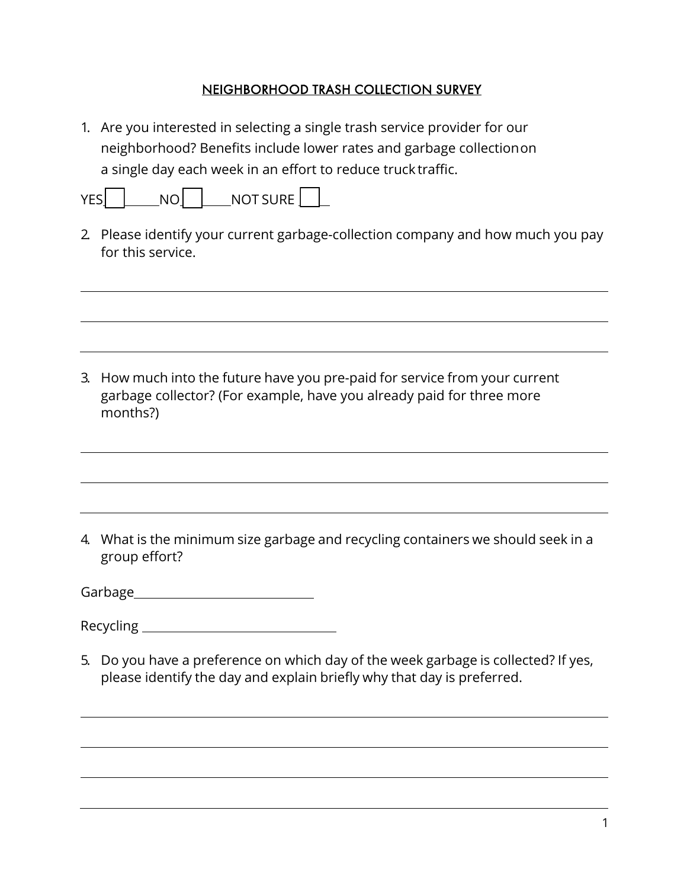# NEIGHBORHOOD TRASH COLLECTION SURVEY

1. Are you interested in selecting a single trash service provider for our neighborhood? Benefits include lower rates and garbage collection on a single day each week in an effort to reduce truck traffic.

YES ☐ NO ☐ NOT SURE ☐

2. Please identify your current garbage-collection company and how much you pay for this service.

_______________________________________________

_______________________________________________

_______________________________________________

3. How much into the future have you pre-paid for service from your current garbage collector? (For example, have you already paid for three more months?)

_______________________________________________

_______________________________________________

_______________________________________________

4. What is the minimum size garbage and recycling containers we should seek in a group effort?

Garbage ____________________

Recycling ____________________

5. Do you have a preference on which day of the week garbage is collected? If yes, please identify the day and explain briefly why that day is preferred.

_______________________________________________

_______________________________________________

_______________________________________________

_______________________________________________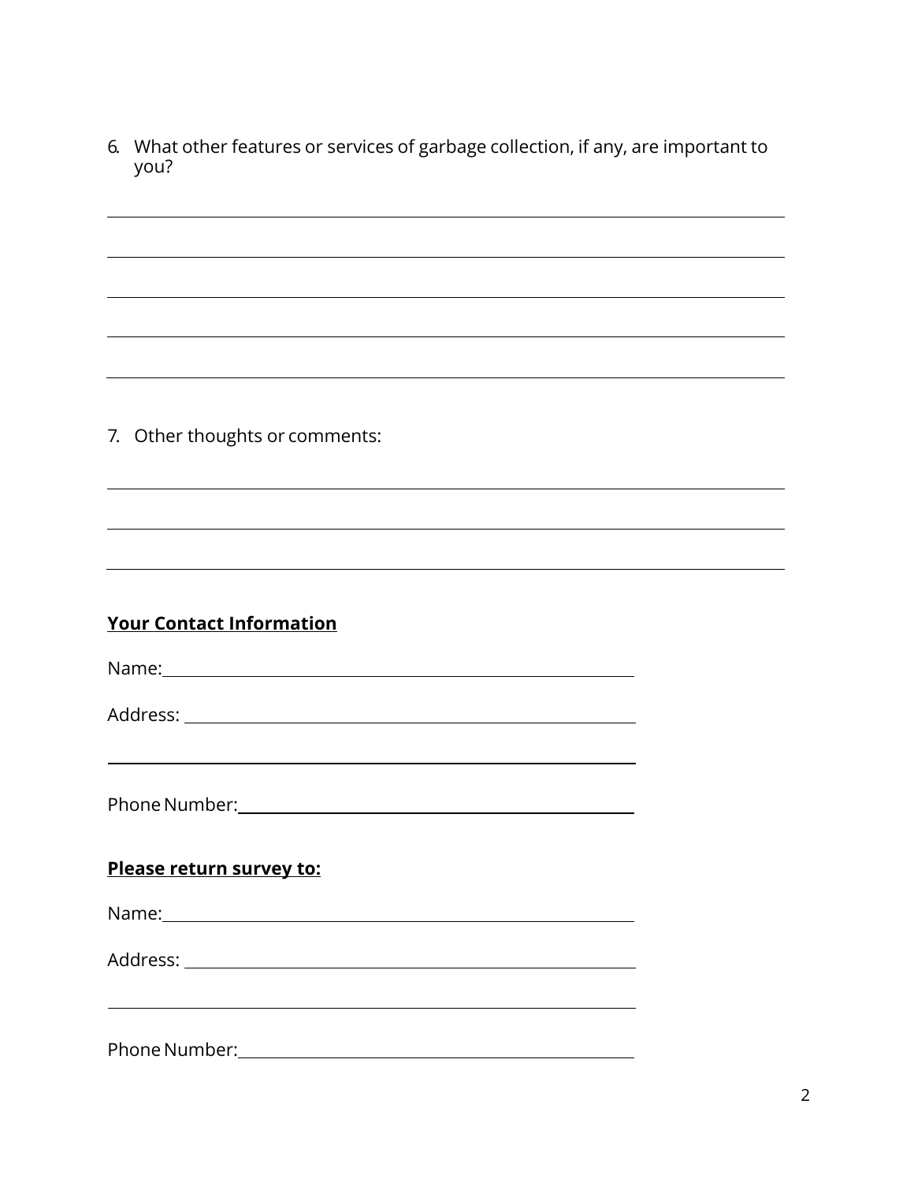6. What other features or services of garbage collection, if any, are important to you?

\_\_\_\_\_\_\_\_\_\_\_\_\_\_\_\_\_\_\_\_\_\_\_\_\_\_\_\_\_\_\_\_\_\_\_\_\_\_\_\_\_\_\_\_\_\_\_\_\_\_\_\_\_\_\_\_\_\_\_\_

\_\_\_\_\_\_\_\_\_\_\_\_\_\_\_\_\_\_\_\_\_\_\_\_\_\_\_\_\_\_\_\_\_\_\_\_\_\_\_\_\_\_\_\_\_\_\_\_\_\_\_\_\_\_\_\_\_\_\_\_

\_\_\_\_\_\_\_\_\_\_\_\_\_\_\_\_\_\_\_\_\_\_\_\_\_\_\_\_\_\_\_\_\_\_\_\_\_\_\_\_\_\_\_\_\_\_\_\_\_\_\_\_\_\_\_\_\_\_\_\_

\_\_\_\_\_\_\_\_\_\_\_\_\_\_\_\_\_\_\_\_\_\_\_\_\_\_\_\_\_\_\_\_\_\_\_\_\_\_\_\_\_\_\_\_\_\_\_\_\_\_\_\_\_\_\_\_\_\_\_\_

\_\_\_\_\_\_\_\_\_\_\_\_\_\_\_\_\_\_\_\_\_\_\_\_\_\_\_\_\_\_\_\_\_\_\_\_\_\_\_\_\_\_\_\_\_\_\_\_\_\_\_\_\_\_\_\_\_\_\_\_

7. Other thoughts or comments:

\_\_\_\_\_\_\_\_\_\_\_\_\_\_\_\_\_\_\_\_\_\_\_\_\_\_\_\_\_\_\_\_\_\_\_\_\_\_\_\_\_\_\_\_\_\_\_\_\_\_\_\_\_\_\_\_\_\_\_\_

\_\_\_\_\_\_\_\_\_\_\_\_\_\_\_\_\_\_\_\_\_\_\_\_\_\_\_\_\_\_\_\_\_\_\_\_\_\_\_\_\_\_\_\_\_\_\_\_\_\_\_\_\_\_\_\_\_\_\_\_

\_\_\_\_\_\_\_\_\_\_\_\_\_\_\_\_\_\_\_\_\_\_\_\_\_\_\_\_\_\_\_\_\_\_\_\_\_\_\_\_\_\_\_\_\_\_\_\_\_\_\_\_\_\_\_\_\_\_\_\_

**Your Contact Information**

Name: \_\_\_\_\_\_\_\_\_\_\_\_\_\_\_\_\_\_\_\_\_\_\_\_\_\_\_\_\_\_\_\_\_\_\_\_\_\_\_\_\_\_\_\_

Address: \_\_\_\_\_\_\_\_\_\_\_\_\_\_\_\_\_\_\_\_\_\_\_\_\_\_\_\_\_\_\_\_\_\_\_\_\_\_\_\_\_\_

\_\_\_\_\_\_\_\_\_\_\_\_\_\_\_\_\_\_\_\_\_\_\_\_\_\_\_\_\_\_\_\_\_\_\_\_\_\_\_\_\_\_\_\_\_\_\_\_\_\_

Phone Number: \_\_\_\_\_\_\_\_\_\_\_\_\_\_\_\_\_\_\_\_\_\_\_\_\_\_\_\_\_\_\_\_\_\_\_\_

**Please return survey to:**

Name: \_\_\_\_\_\_\_\_\_\_\_\_\_\_\_\_\_\_\_\_\_\_\_\_\_\_\_\_\_\_\_\_\_\_\_\_\_\_\_\_\_\_\_\_

Address: \_\_\_\_\_\_\_\_\_\_\_\_\_\_\_\_\_\_\_\_\_\_\_\_\_\_\_\_\_\_\_\_\_\_\_\_\_\_\_\_\_\_

\_\_\_\_\_\_\_\_\_\_\_\_\_\_\_\_\_\_\_\_\_\_\_\_\_\_\_\_\_\_\_\_\_\_\_\_\_\_\_\_\_\_\_\_\_\_\_\_\_\_

Phone Number: \_\_\_\_\_\_\_\_\_\_\_\_\_\_\_\_\_\_\_\_\_\_\_\_\_\_\_\_\_\_\_\_\_\_\_\_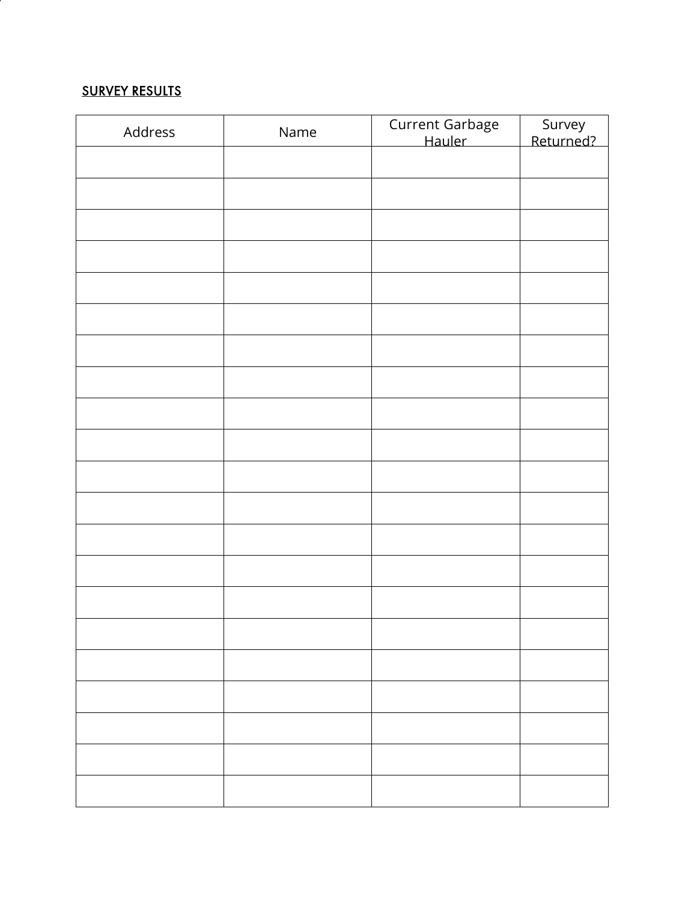SURVEY RESULTS

| Address | Name | Current Garbage Hauler | Survey Returned? |
|---|---|---|---|
| | | | |
| | | | |
| | | | |
| | | | |
| | | | |
| | | | |
| | | | |
| | | | |
| | | | |
| | | | |
| | | | |
| | | | |
| | | | |
| | | | |
| | | | |
| | | | |
| | | | |
| | | | |
| | | | |
| | | | |
| | | | |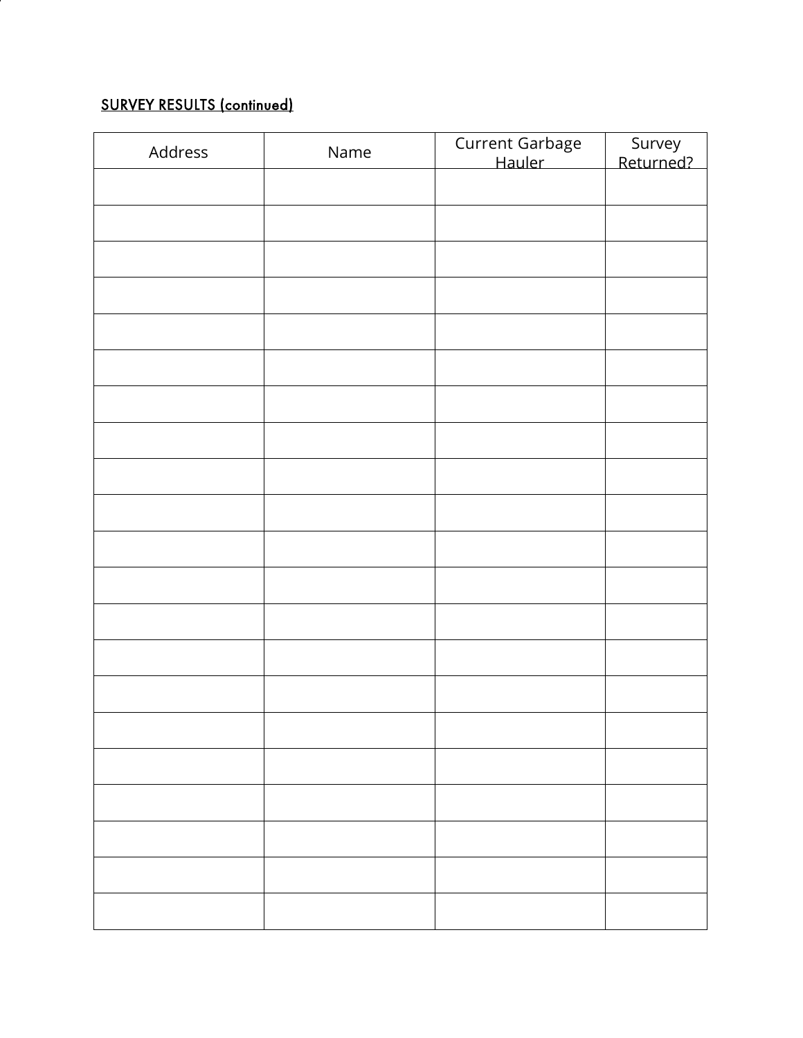SURVEY RESULTS (continued)

| Address | Name | Current Garbage Hauler | Survey Returned? |
| --- | --- | --- | --- |
| | | | |
| | | | |
| | | | |
| | | | |
| | | | |
| | | | |
| | | | |
| | | | |
| | | | |
| | | | |
| | | | |
| | | | |
| | | | |
| | | | |
| | | | |
| | | | |
| | | | |
| | | | |
| | | | |
| | | | |
| | | | |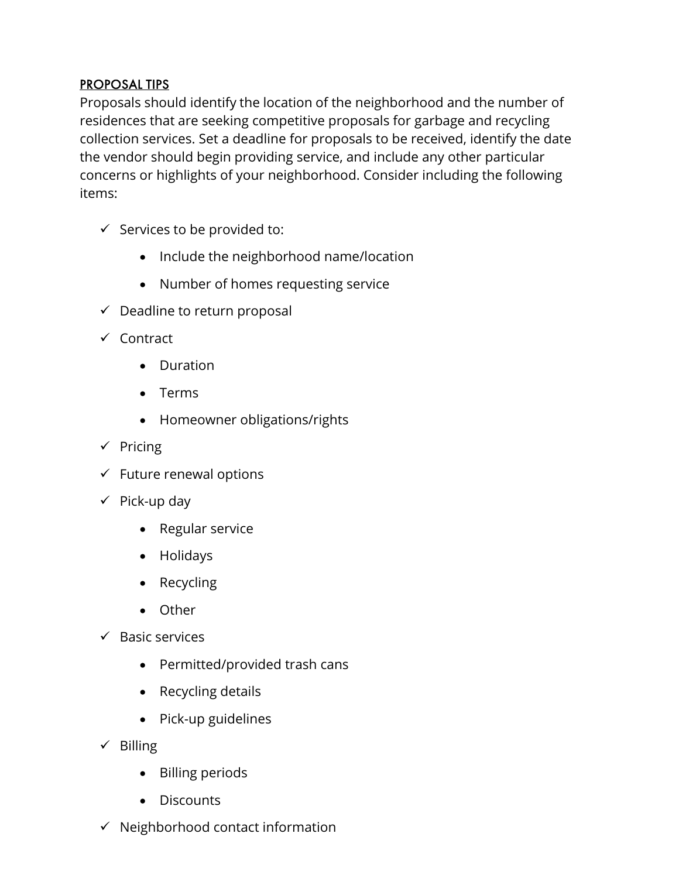## PROPOSAL TIPS

Proposals should identify the location of the neighborhood and the number of residences that are seeking competitive proposals for garbage and recycling collection services. Set a deadline for proposals to be received, identify the date the vendor should begin providing service, and include any other particular concerns or highlights of your neighborhood. Consider including the following items:

- ✓ Services to be provided to:
  - Include the neighborhood name/location
  - Number of homes requesting service
- ✓ Deadline to return proposal
- ✓ Contract
  - Duration
  - Terms
  - Homeowner obligations/rights
- ✓ Pricing
- ✓ Future renewal options
- ✓ Pick-up day
  - Regular service
  - Holidays
  - Recycling
  - Other
- ✓ Basic services
  - Permitted/provided trash cans
  - Recycling details
  - Pick-up guidelines
- ✓ Billing
  - Billing periods
  - Discounts
- ✓ Neighborhood contact information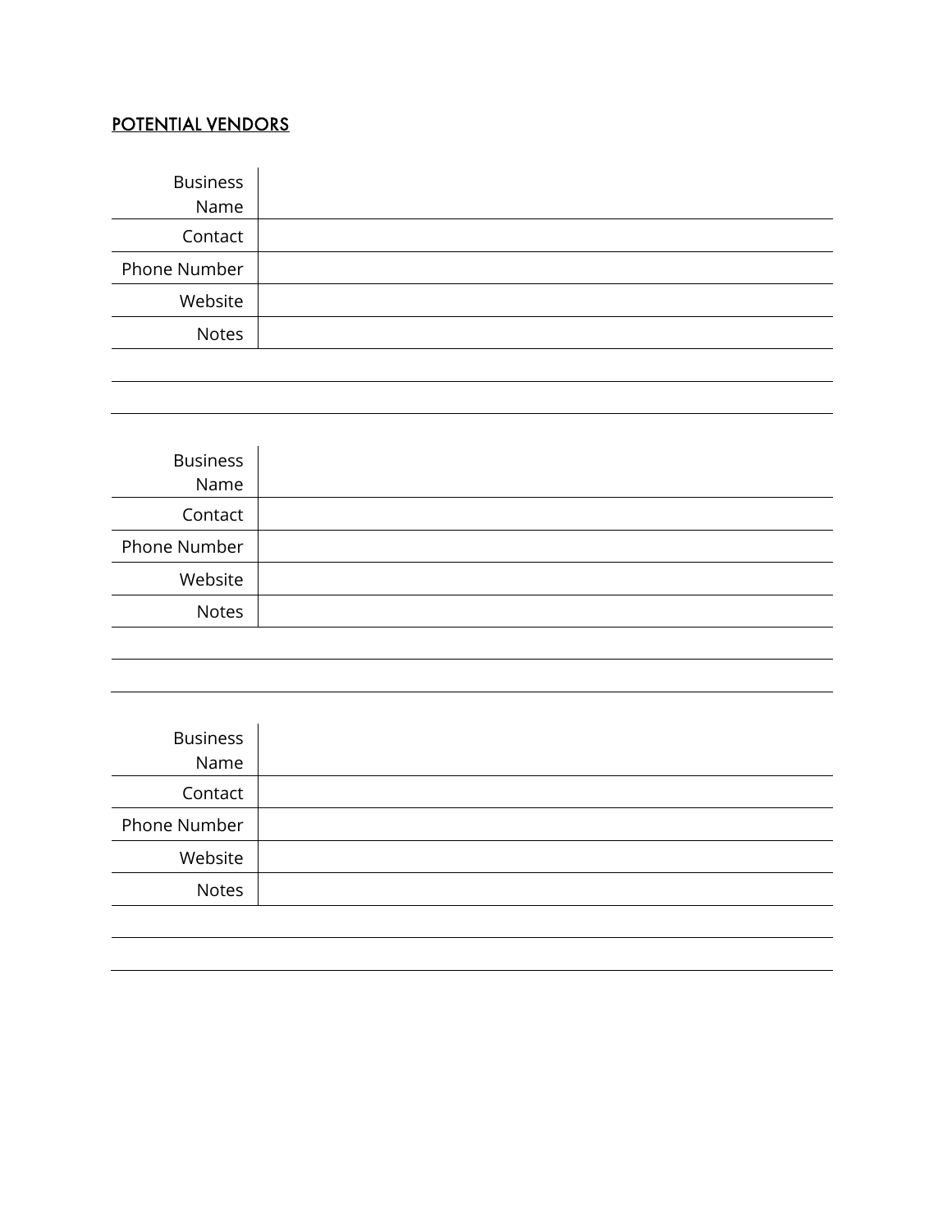## POTENTIAL VENDORS

| | |
|---|---|
| Business Name | |
| Contact | |
| Phone Number | |
| Website | |
| Notes | |
| | |
| | |

| | |
|---|---|
| Business Name | |
| Contact | |
| Phone Number | |
| Website | |
| Notes | |
| | |
| | |

| | |
|---|---|
| Business Name | |
| Contact | |
| Phone Number | |
| Website | |
| Notes | |
| | |
| | |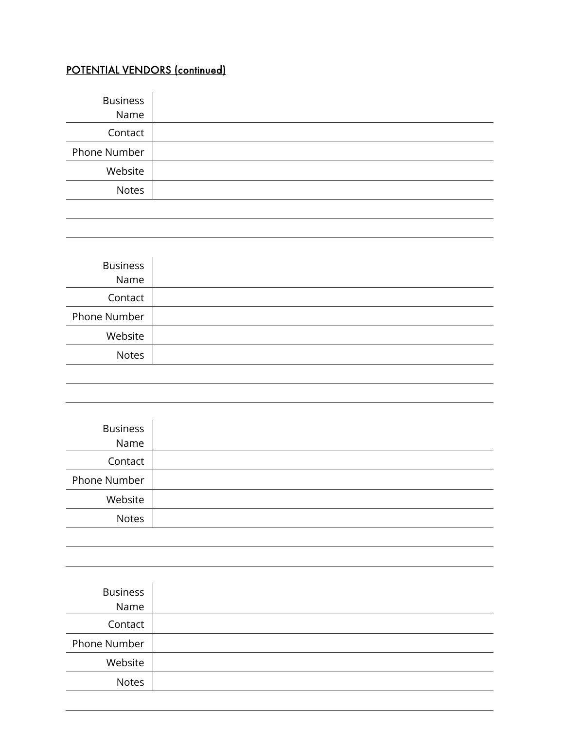POTENTIAL VENDORS (continued)

| | |
|---|---|
| Business Name | |
| Contact | |
| Phone Number | |
| Website | |
| Notes | |

| | |
|---|---|
| Business Name | |
| Contact | |
| Phone Number | |
| Website | |
| Notes | |

| | |
|---|---|
| Business Name | |
| Contact | |
| Phone Number | |
| Website | |
| Notes | |

| | |
|---|---|
| Business Name | |
| Contact | |
| Phone Number | |
| Website | |
| Notes | |